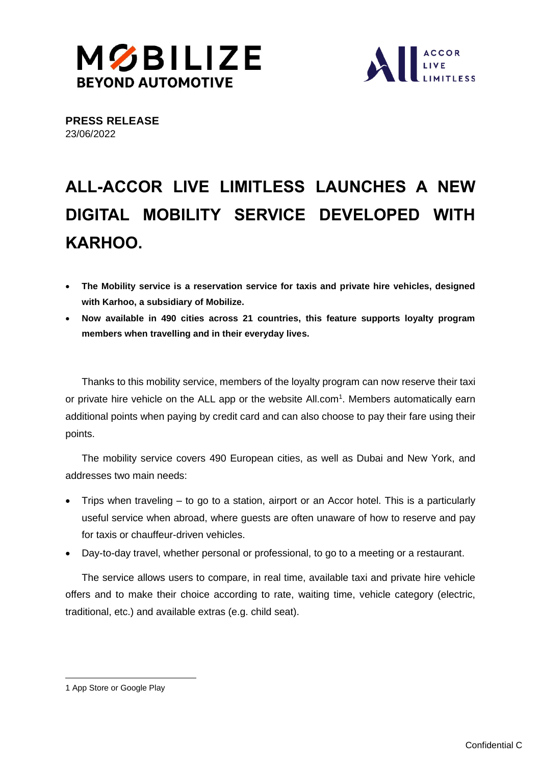**PRESS RELEASE**
23/06/2022

# ALL-ACCOR LIVE LIMITLESS LAUNCHES A NEW DIGITAL MOBILITY SERVICE DEVELOPED WITH KARHOO.

- **The Mobility service is a reservation service for taxis and private hire vehicles, designed with Karhoo, a subsidiary of Mobilize.**
- **Now available in 490 cities across 21 countries, this feature supports loyalty program members when travelling and in their everyday lives.**

Thanks to this mobility service, members of the loyalty program can now reserve their taxi or private hire vehicle on the ALL app or the website All.com[1]. Members automatically earn additional points when paying by credit card and can also choose to pay their fare using their points.

The mobility service covers 490 European cities, as well as Dubai and New York, and addresses two main needs:

- Trips when traveling – to go to a station, airport or an Accor hotel. This is a particularly useful service when abroad, where guests are often unaware of how to reserve and pay for taxis or chauffeur-driven vehicles.
- Day-to-day travel, whether personal or professional, to go to a meeting or a restaurant.

The service allows users to compare, in real time, available taxi and private hire vehicle offers and to make their choice according to rate, waiting time, vehicle category (electric, traditional, etc.) and available extras (e.g. child seat).

---

1 App Store or Google Play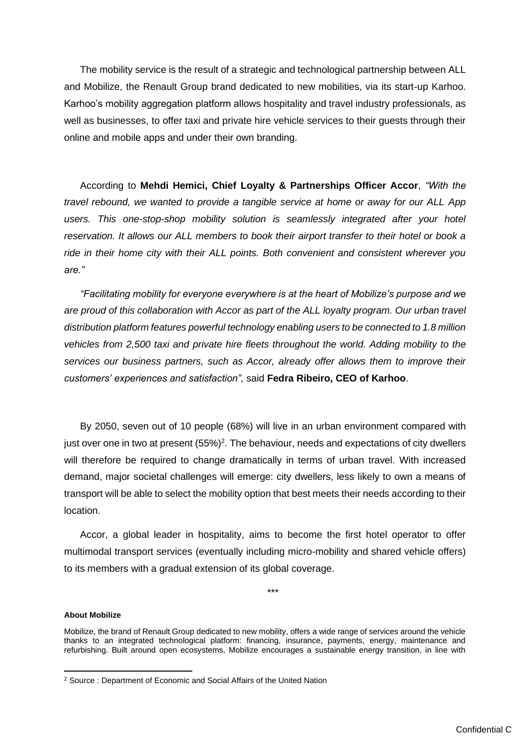The mobility service is the result of a strategic and technological partnership between ALL and Mobilize, the Renault Group brand dedicated to new mobilities, via its start-up Karhoo. Karhoo's mobility aggregation platform allows hospitality and travel industry professionals, as well as businesses, to offer taxi and private hire vehicle services to their guests through their online and mobile apps and under their own branding.

According to **Mehdi Hemici, Chief Loyalty & Partnerships Officer Accor**, *"With the travel rebound, we wanted to provide a tangible service at home or away for our ALL App users. This one-stop-shop mobility solution is seamlessly integrated after your hotel reservation. It allows our ALL members to book their airport transfer to their hotel or book a ride in their home city with their ALL points. Both convenient and consistent wherever you are."*

*"Facilitating mobility for everyone everywhere is at the heart of Mobilize's purpose and we are proud of this collaboration with Accor as part of the ALL loyalty program. Our urban travel distribution platform features powerful technology enabling users to be connected to 1.8 million vehicles from 2,500 taxi and private hire fleets throughout the world. Adding mobility to the services our business partners, such as Accor, already offer allows them to improve their customers' experiences and satisfaction",* said **Fedra Ribeiro, CEO of Karhoo**.

By 2050, seven out of 10 people (68%) will live in an urban environment compared with just over one in two at present (55%)[2]. The behaviour, needs and expectations of city dwellers will therefore be required to change dramatically in terms of urban travel. With increased demand, major societal challenges will emerge: city dwellers, less likely to own a means of transport will be able to select the mobility option that best meets their needs according to their location.

Accor, a global leader in hospitality, aims to become the first hotel operator to offer multimodal transport services (eventually including micro-mobility and shared vehicle offers) to its members with a gradual extension of its global coverage.

***

**About Mobilize**

Mobilize, the brand of Renault Group dedicated to new mobility, offers a wide range of services around the vehicle thanks to an integrated technological platform: financing, insurance, payments, energy, maintenance and refurbishing. Built around open ecosystems, Mobilize encourages a sustainable energy transition, in line with

[2] Source : Department of Economic and Social Affairs of the United Nation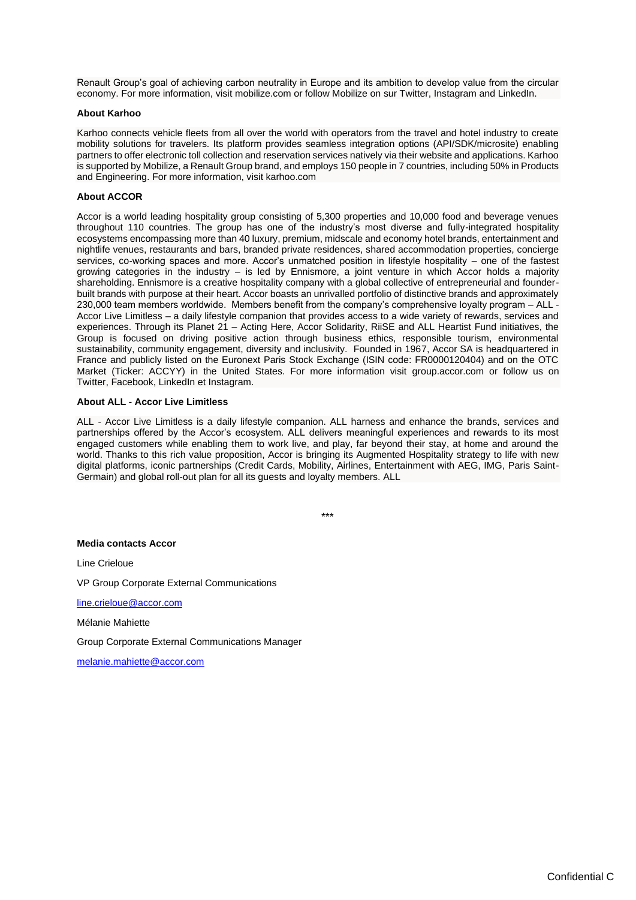Renault Group's goal of achieving carbon neutrality in Europe and its ambition to develop value from the circular economy. For more information, visit mobilize.com or follow Mobilize on sur Twitter, Instagram and LinkedIn.

**About Karhoo**

Karhoo connects vehicle fleets from all over the world with operators from the travel and hotel industry to create mobility solutions for travelers. Its platform provides seamless integration options (API/SDK/microsite) enabling partners to offer electronic toll collection and reservation services natively via their website and applications. Karhoo is supported by Mobilize, a Renault Group brand, and employs 150 people in 7 countries, including 50% in Products and Engineering. For more information, visit karhoo.com

**About ACCOR**

Accor is a world leading hospitality group consisting of 5,300 properties and 10,000 food and beverage venues throughout 110 countries. The group has one of the industry's most diverse and fully-integrated hospitality ecosystems encompassing more than 40 luxury, premium, midscale and economy hotel brands, entertainment and nightlife venues, restaurants and bars, branded private residences, shared accommodation properties, concierge services, co-working spaces and more. Accor's unmatched position in lifestyle hospitality – one of the fastest growing categories in the industry – is led by Ennismore, a joint venture in which Accor holds a majority shareholding. Ennismore is a creative hospitality company with a global collective of entrepreneurial and founder-built brands with purpose at their heart. Accor boasts an unrivalled portfolio of distinctive brands and approximately 230,000 team members worldwide. Members benefit from the company's comprehensive loyalty program – ALL - Accor Live Limitless – a daily lifestyle companion that provides access to a wide variety of rewards, services and experiences. Through its Planet 21 – Acting Here, Accor Solidarity, RiiSE and ALL Heartist Fund initiatives, the Group is focused on driving positive action through business ethics, responsible tourism, environmental sustainability, community engagement, diversity and inclusivity. Founded in 1967, Accor SA is headquartered in France and publicly listed on the Euronext Paris Stock Exchange (ISIN code: FR0000120404) and on the OTC Market (Ticker: ACCYY) in the United States. For more information visit group.accor.com or follow us on Twitter, Facebook, LinkedIn et Instagram.

**About ALL - Accor Live Limitless**

ALL - Accor Live Limitless is a daily lifestyle companion. ALL harness and enhance the brands, services and partnerships offered by the Accor's ecosystem. ALL delivers meaningful experiences and rewards to its most engaged customers while enabling them to work live, and play, far beyond their stay, at home and around the world. Thanks to this rich value proposition, Accor is bringing its Augmented Hospitality strategy to life with new digital platforms, iconic partnerships (Credit Cards, Mobility, Airlines, Entertainment with AEG, IMG, Paris Saint-Germain) and global roll-out plan for all its guests and loyalty members. ALL

***

**Media contacts Accor**

Line Crieloue

VP Group Corporate External Communications

line.crieloue@accor.com

Mélanie Mahiette

Group Corporate External Communications Manager

melanie.mahiette@accor.com

Confidential C